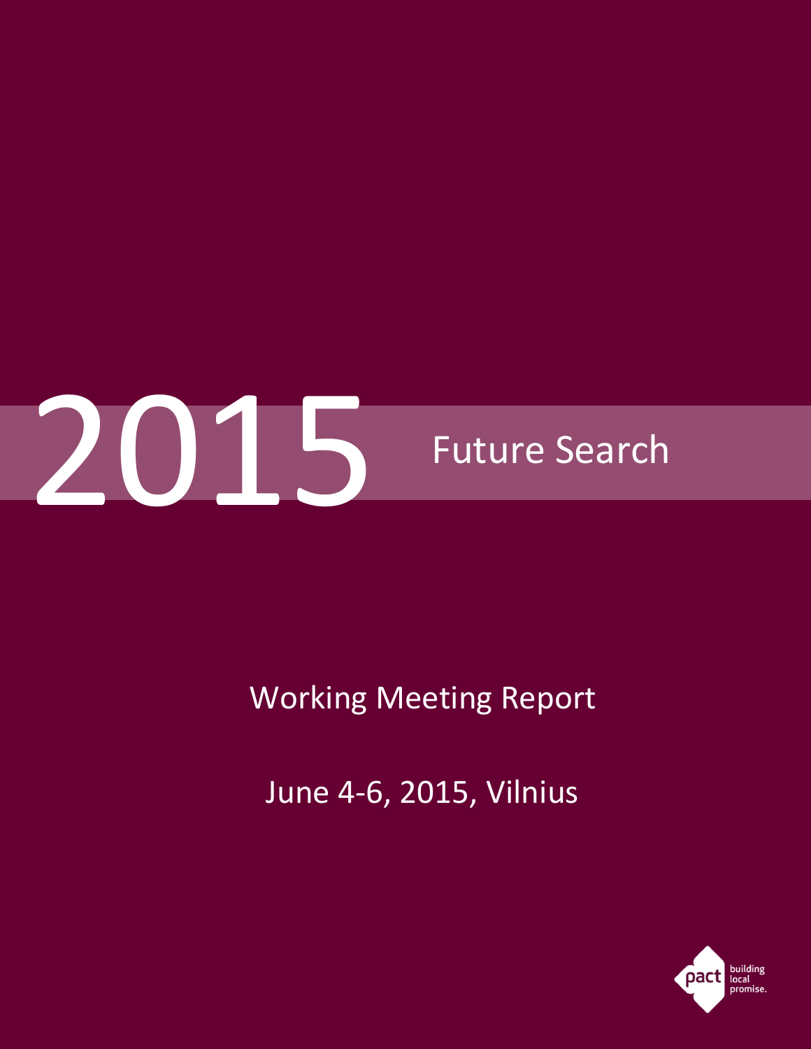# 2015 Future Search

## Working Meeting Report

June 4-6, 2015, Vilnius

pact building local promise.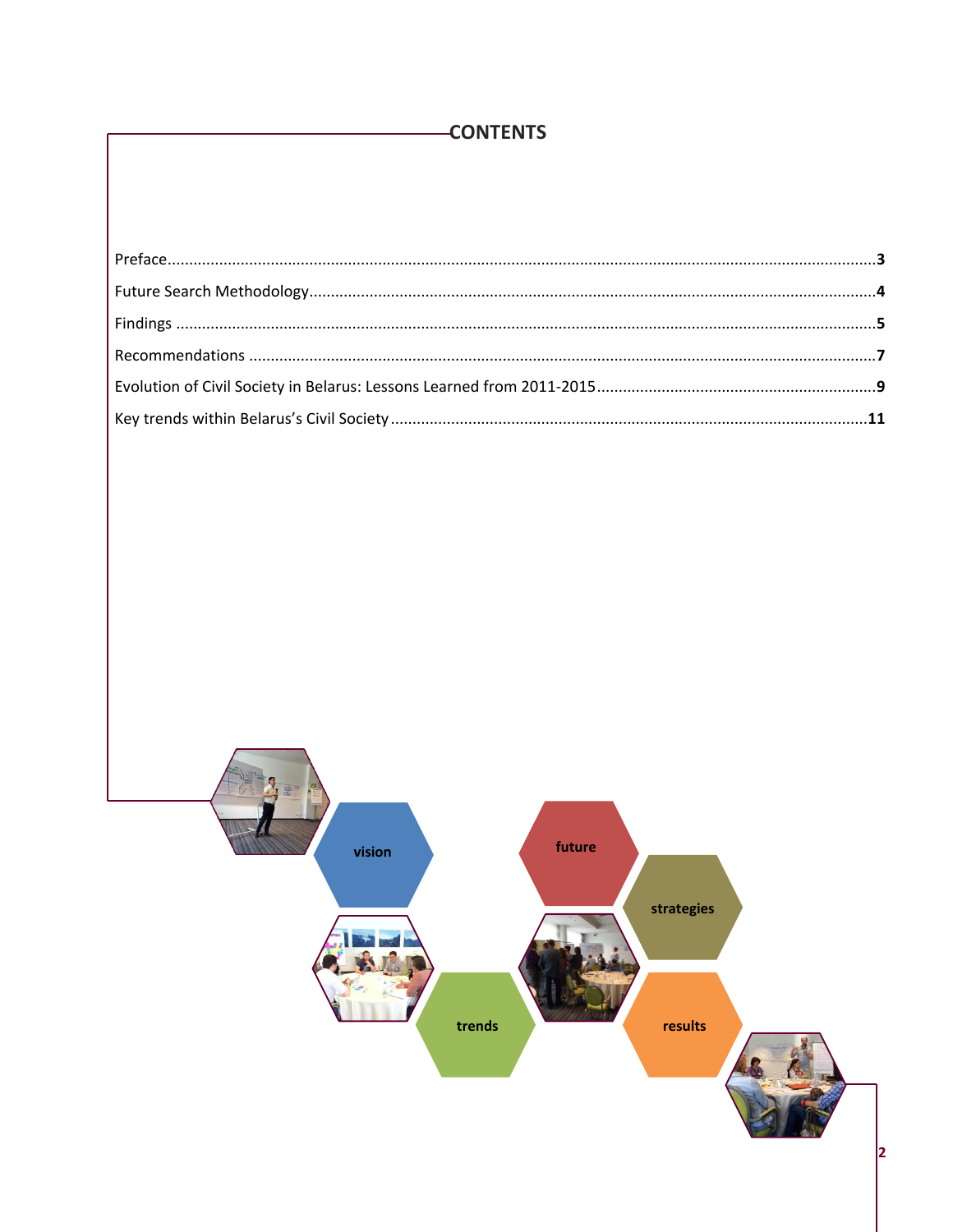# CONTENTS

Preface....................................................................................................................................3

Future Search Methodology....................................................................................................4

Findings ....................................................................................................................................5

Recommendations ....................................................................................................................7

Evolution of Civil Society in Belarus: Lessons Learned from 2011-2015....................................9

Key trends within Belarus's Civil Society .................................................................................11

vision

future

strategies

trends

results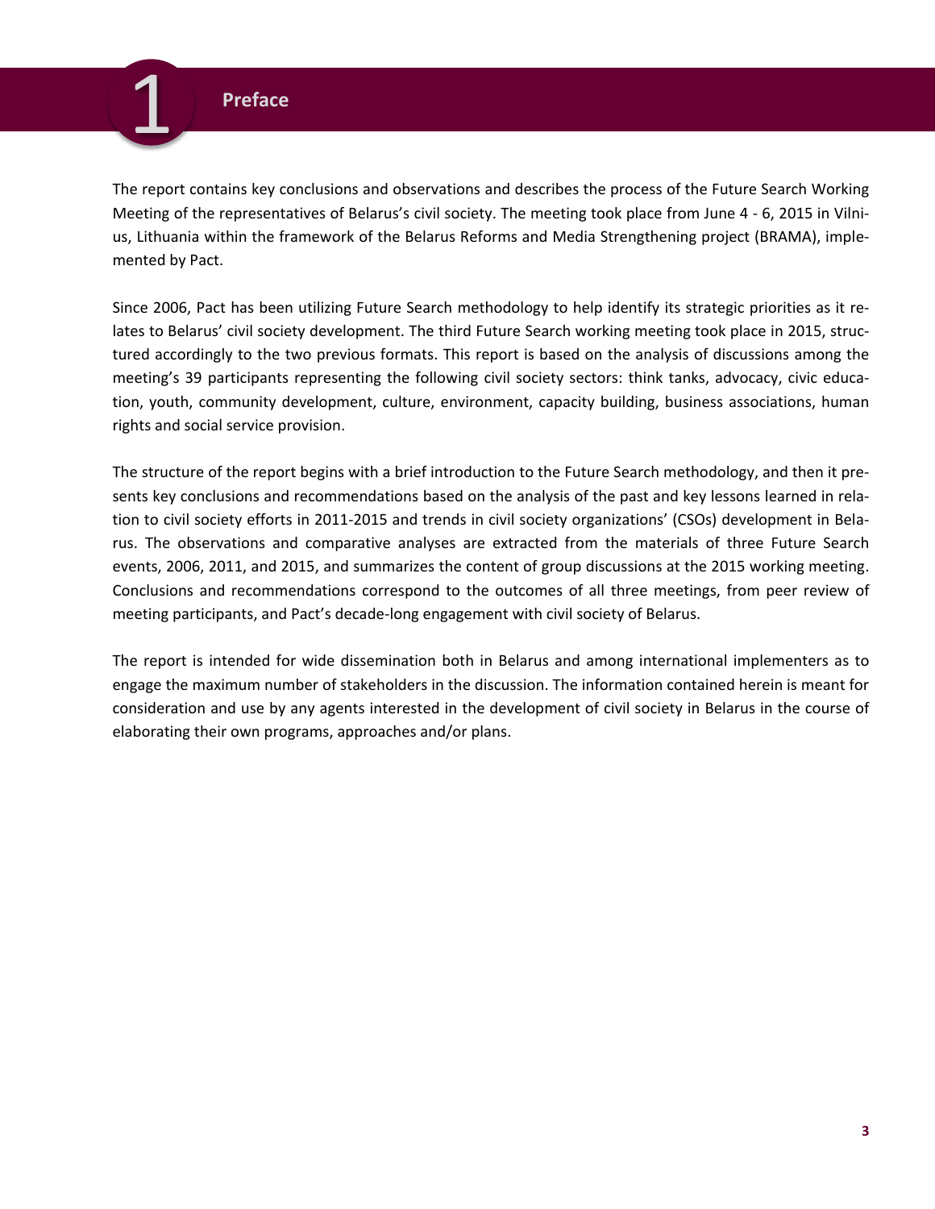# 1 Preface

The report contains key conclusions and observations and describes the process of the Future Search Working Meeting of the representatives of Belarus's civil society. The meeting took place from June 4 - 6, 2015 in Vilnius, Lithuania within the framework of the Belarus Reforms and Media Strengthening project (BRAMA), implemented by Pact.

Since 2006, Pact has been utilizing Future Search methodology to help identify its strategic priorities as it relates to Belarus' civil society development. The third Future Search working meeting took place in 2015, structured accordingly to the two previous formats. This report is based on the analysis of discussions among the meeting's 39 participants representing the following civil society sectors: think tanks, advocacy, civic education, youth, community development, culture, environment, capacity building, business associations, human rights and social service provision.

The structure of the report begins with a brief introduction to the Future Search methodology, and then it presents key conclusions and recommendations based on the analysis of the past and key lessons learned in relation to civil society efforts in 2011-2015 and trends in civil society organizations' (CSOs) development in Belarus. The observations and comparative analyses are extracted from the materials of three Future Search events, 2006, 2011, and 2015, and summarizes the content of group discussions at the 2015 working meeting. Conclusions and recommendations correspond to the outcomes of all three meetings, from peer review of meeting participants, and Pact's decade-long engagement with civil society of Belarus.

The report is intended for wide dissemination both in Belarus and among international implementers as to engage the maximum number of stakeholders in the discussion. The information contained herein is meant for consideration and use by any agents interested in the development of civil society in Belarus in the course of elaborating their own programs, approaches and/or plans.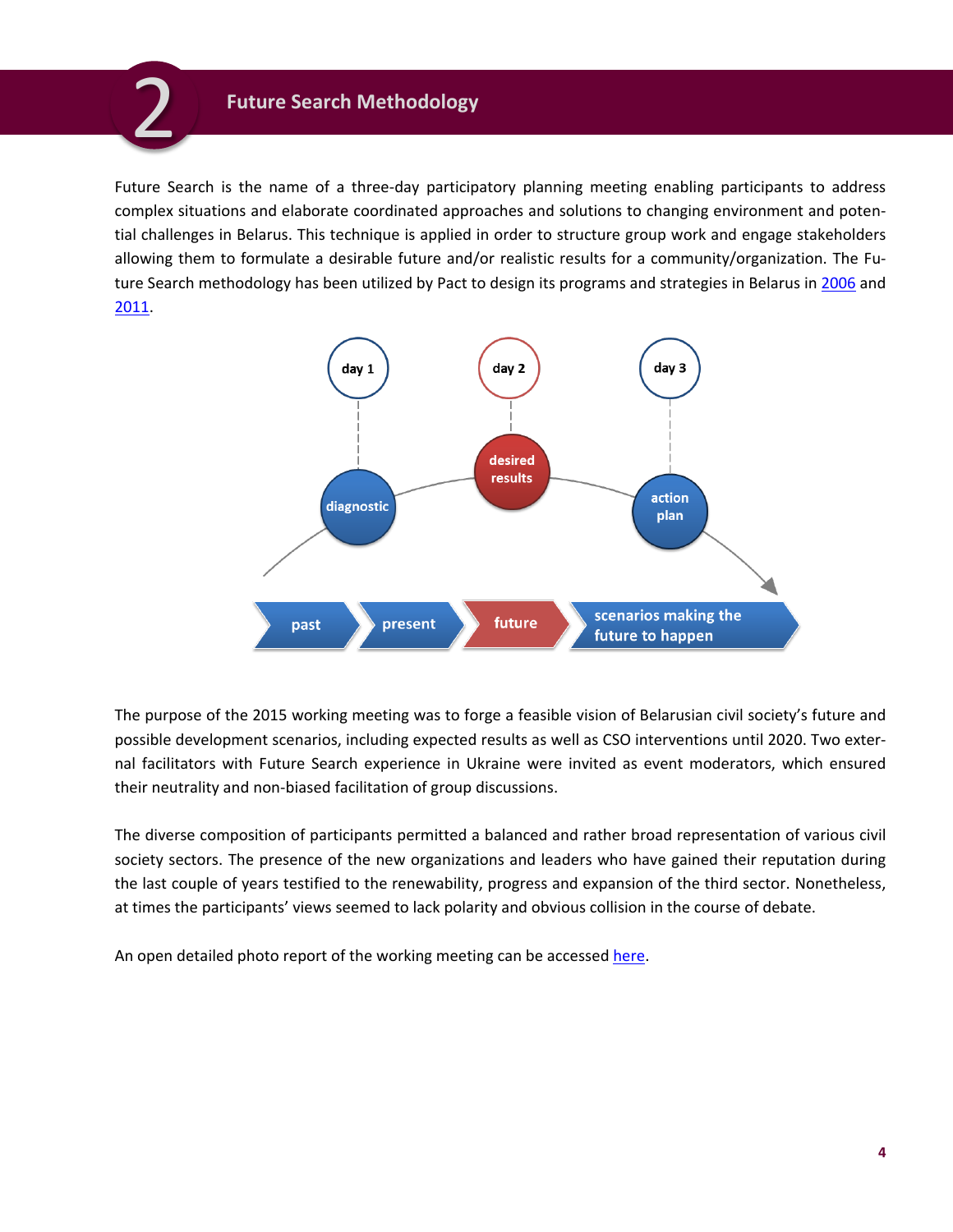# 2 Future Search Methodology

Future Search is the name of a three-day participatory planning meeting enabling participants to address complex situations and elaborate coordinated approaches and solutions to changing environment and potential challenges in Belarus. This technique is applied in order to structure group work and engage stakeholders allowing them to formulate a desirable future and/or realistic results for a community/organization. The Future Search methodology has been utilized by Pact to design its programs and strategies in Belarus in 2006 and 2011.

day 1 — diagnostic
day 2 — desired results
day 3 — action plan

past → present → future → scenarios making the future to happen

The purpose of the 2015 working meeting was to forge a feasible vision of Belarusian civil society's future and possible development scenarios, including expected results as well as CSO interventions until 2020. Two external facilitators with Future Search experience in Ukraine were invited as event moderators, which ensured their neutrality and non-biased facilitation of group discussions.

The diverse composition of participants permitted a balanced and rather broad representation of various civil society sectors. The presence of the new organizations and leaders who have gained their reputation during the last couple of years testified to the renewability, progress and expansion of the third sector. Nonetheless, at times the participants' views seemed to lack polarity and obvious collision in the course of debate.

An open detailed photo report of the working meeting can be accessed here.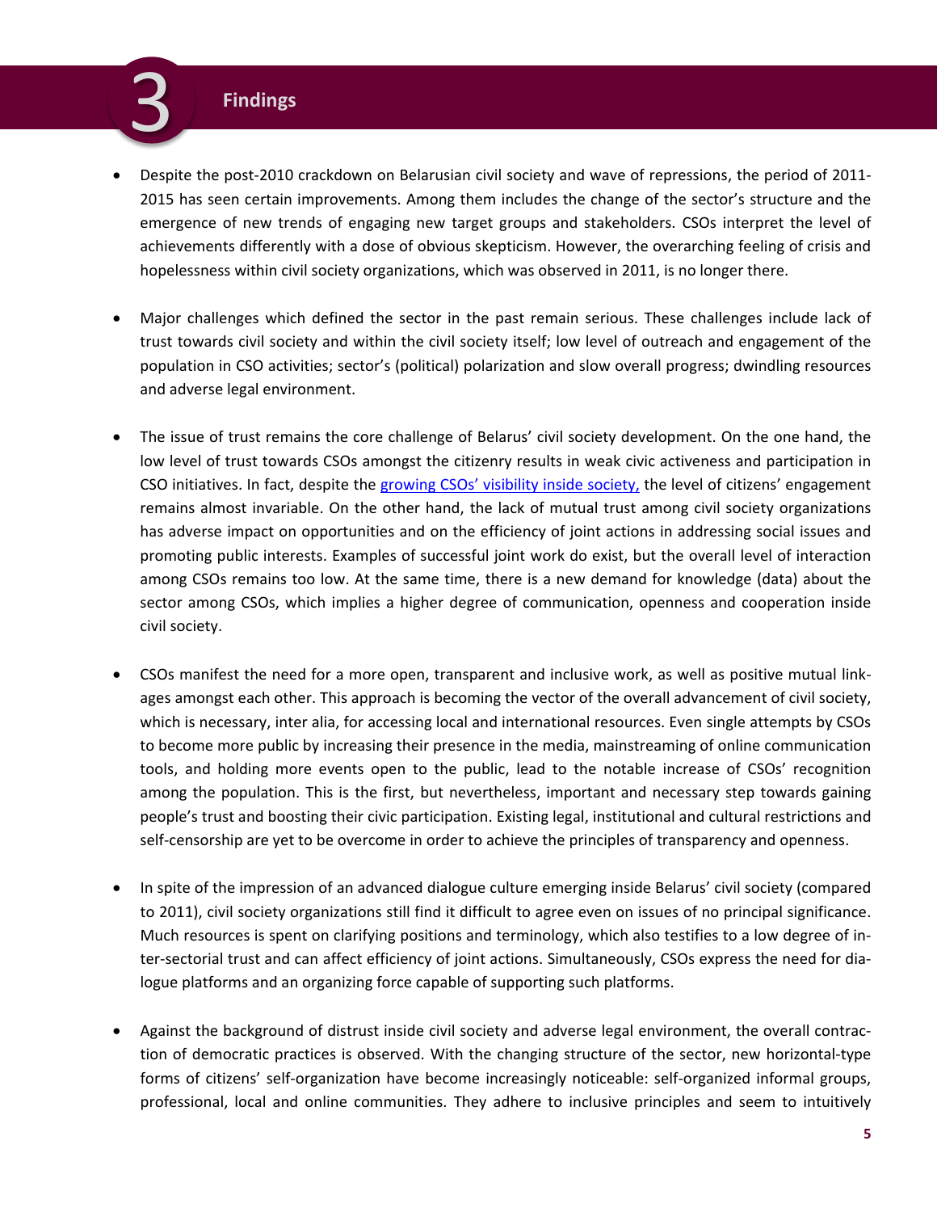# 3 Findings

- Despite the post-2010 crackdown on Belarusian civil society and wave of repressions, the period of 2011-2015 has seen certain improvements. Among them includes the change of the sector's structure and the emergence of new trends of engaging new target groups and stakeholders. CSOs interpret the level of achievements differently with a dose of obvious skepticism. However, the overarching feeling of crisis and hopelessness within civil society organizations, which was observed in 2011, is no longer there.

- Major challenges which defined the sector in the past remain serious. These challenges include lack of trust towards civil society and within the civil society itself; low level of outreach and engagement of the population in CSO activities; sector's (political) polarization and slow overall progress; dwindling resources and adverse legal environment.

- The issue of trust remains the core challenge of Belarus' civil society development. On the one hand, the low level of trust towards CSOs amongst the citizenry results in weak civic activeness and participation in CSO initiatives. In fact, despite the growing CSOs' visibility inside society, the level of citizens' engagement remains almost invariable. On the other hand, the lack of mutual trust among civil society organizations has adverse impact on opportunities and on the efficiency of joint actions in addressing social issues and promoting public interests. Examples of successful joint work do exist, but the overall level of interaction among CSOs remains too low. At the same time, there is a new demand for knowledge (data) about the sector among CSOs, which implies a higher degree of communication, openness and cooperation inside civil society.

- CSOs manifest the need for a more open, transparent and inclusive work, as well as positive mutual linkages amongst each other. This approach is becoming the vector of the overall advancement of civil society, which is necessary, inter alia, for accessing local and international resources. Even single attempts by CSOs to become more public by increasing their presence in the media, mainstreaming of online communication tools, and holding more events open to the public, lead to the notable increase of CSOs' recognition among the population. This is the first, but nevertheless, important and necessary step towards gaining people's trust and boosting their civic participation. Existing legal, institutional and cultural restrictions and self-censorship are yet to be overcome in order to achieve the principles of transparency and openness.

- In spite of the impression of an advanced dialogue culture emerging inside Belarus' civil society (compared to 2011), civil society organizations still find it difficult to agree even on issues of no principal significance. Much resources is spent on clarifying positions and terminology, which also testifies to a low degree of inter-sectorial trust and can affect efficiency of joint actions. Simultaneously, CSOs express the need for dialogue platforms and an organizing force capable of supporting such platforms.

- Against the background of distrust inside civil society and adverse legal environment, the overall contraction of democratic practices is observed. With the changing structure of the sector, new horizontal-type forms of citizens' self-organization have become increasingly noticeable: self-organized informal groups, professional, local and online communities. They adhere to inclusive principles and seem to intuitively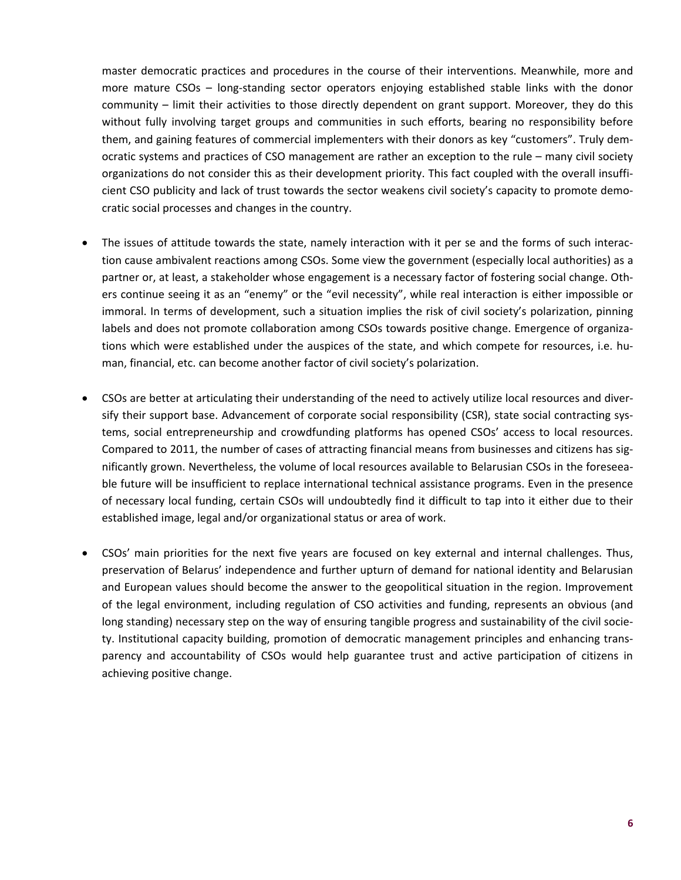master democratic practices and procedures in the course of their interventions. Meanwhile, more and more mature CSOs – long-standing sector operators enjoying established stable links with the donor community – limit their activities to those directly dependent on grant support. Moreover, they do this without fully involving target groups and communities in such efforts, bearing no responsibility before them, and gaining features of commercial implementers with their donors as key "customers". Truly democratic systems and practices of CSO management are rather an exception to the rule – many civil society organizations do not consider this as their development priority. This fact coupled with the overall insufficient CSO publicity and lack of trust towards the sector weakens civil society's capacity to promote democratic social processes and changes in the country.

- The issues of attitude towards the state, namely interaction with it per se and the forms of such interaction cause ambivalent reactions among CSOs. Some view the government (especially local authorities) as a partner or, at least, a stakeholder whose engagement is a necessary factor of fostering social change. Others continue seeing it as an "enemy" or the "evil necessity", while real interaction is either impossible or immoral. In terms of development, such a situation implies the risk of civil society's polarization, pinning labels and does not promote collaboration among CSOs towards positive change. Emergence of organizations which were established under the auspices of the state, and which compete for resources, i.e. human, financial, etc. can become another factor of civil society's polarization.

- CSOs are better at articulating their understanding of the need to actively utilize local resources and diversify their support base. Advancement of corporate social responsibility (CSR), state social contracting systems, social entrepreneurship and crowdfunding platforms has opened CSOs' access to local resources. Compared to 2011, the number of cases of attracting financial means from businesses and citizens has significantly grown. Nevertheless, the volume of local resources available to Belarusian CSOs in the foreseeable future will be insufficient to replace international technical assistance programs. Even in the presence of necessary local funding, certain CSOs will undoubtedly find it difficult to tap into it either due to their established image, legal and/or organizational status or area of work.

- CSOs' main priorities for the next five years are focused on key external and internal challenges. Thus, preservation of Belarus' independence and further upturn of demand for national identity and Belarusian and European values should become the answer to the geopolitical situation in the region. Improvement of the legal environment, including regulation of CSO activities and funding, represents an obvious (and long standing) necessary step on the way of ensuring tangible progress and sustainability of the civil society. Institutional capacity building, promotion of democratic management principles and enhancing transparency and accountability of CSOs would help guarantee trust and active participation of citizens in achieving positive change.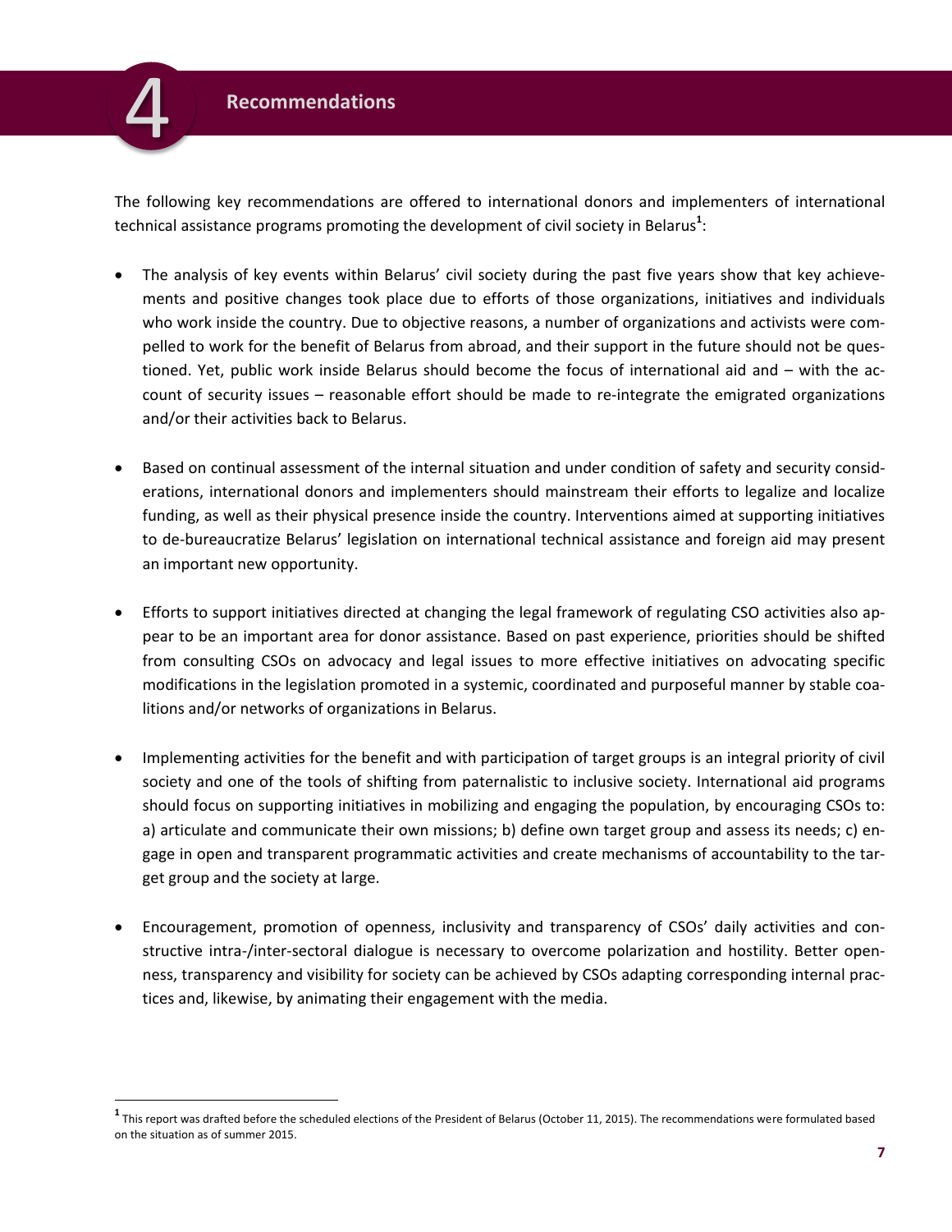# 4 Recommendations

The following key recommendations are offered to international donors and implementers of international technical assistance programs promoting the development of civil society in Belarus[1]:

- The analysis of key events within Belarus' civil society during the past five years show that key achievements and positive changes took place due to efforts of those organizations, initiatives and individuals who work inside the country. Due to objective reasons, a number of organizations and activists were compelled to work for the benefit of Belarus from abroad, and their support in the future should not be questioned. Yet, public work inside Belarus should become the focus of international aid and – with the account of security issues – reasonable effort should be made to re-integrate the emigrated organizations and/or their activities back to Belarus.

- Based on continual assessment of the internal situation and under condition of safety and security considerations, international donors and implementers should mainstream their efforts to legalize and localize funding, as well as their physical presence inside the country. Interventions aimed at supporting initiatives to de-bureaucratize Belarus' legislation on international technical assistance and foreign aid may present an important new opportunity.

- Efforts to support initiatives directed at changing the legal framework of regulating CSO activities also appear to be an important area for donor assistance. Based on past experience, priorities should be shifted from consulting CSOs on advocacy and legal issues to more effective initiatives on advocating specific modifications in the legislation promoted in a systemic, coordinated and purposeful manner by stable coalitions and/or networks of organizations in Belarus.

- Implementing activities for the benefit and with participation of target groups is an integral priority of civil society and one of the tools of shifting from paternalistic to inclusive society. International aid programs should focus on supporting initiatives in mobilizing and engaging the population, by encouraging CSOs to: a) articulate and communicate their own missions; b) define own target group and assess its needs; c) engage in open and transparent programmatic activities and create mechanisms of accountability to the target group and the society at large.

- Encouragement, promotion of openness, inclusivity and transparency of CSOs' daily activities and constructive intra-/inter-sectoral dialogue is necessary to overcome polarization and hostility. Better openness, transparency and visibility for society can be achieved by CSOs adapting corresponding internal practices and, likewise, by animating their engagement with the media.

---

[1] This report was drafted before the scheduled elections of the President of Belarus (October 11, 2015). The recommendations were formulated based on the situation as of summer 2015.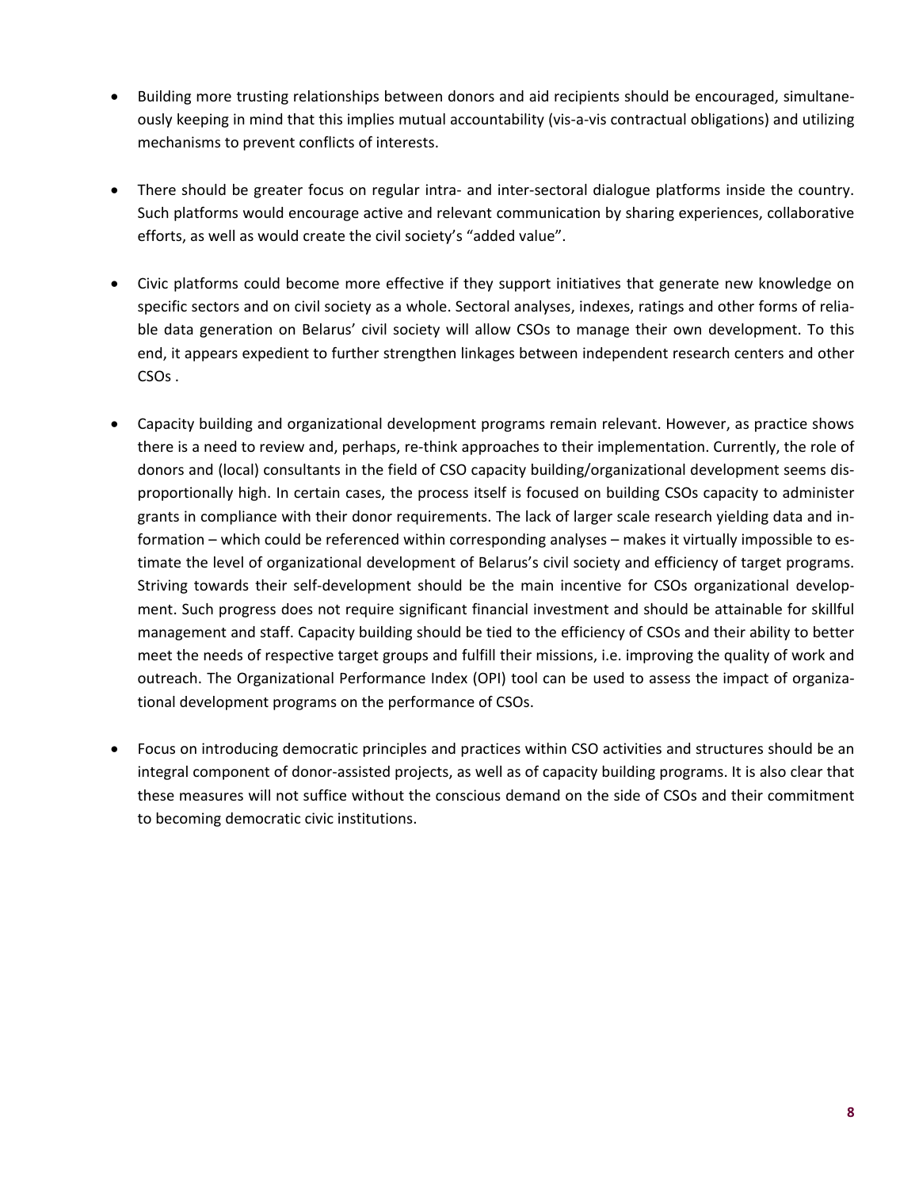- Building more trusting relationships between donors and aid recipients should be encouraged, simultaneously keeping in mind that this implies mutual accountability (vis-a-vis contractual obligations) and utilizing mechanisms to prevent conflicts of interests.

- There should be greater focus on regular intra- and inter-sectoral dialogue platforms inside the country. Such platforms would encourage active and relevant communication by sharing experiences, collaborative efforts, as well as would create the civil society's "added value".

- Civic platforms could become more effective if they support initiatives that generate new knowledge on specific sectors and on civil society as a whole. Sectoral analyses, indexes, ratings and other forms of reliable data generation on Belarus' civil society will allow CSOs to manage their own development. To this end, it appears expedient to further strengthen linkages between independent research centers and other CSOs .

- Capacity building and organizational development programs remain relevant. However, as practice shows there is a need to review and, perhaps, re-think approaches to their implementation. Currently, the role of donors and (local) consultants in the field of CSO capacity building/organizational development seems disproportionally high. In certain cases, the process itself is focused on building CSOs capacity to administer grants in compliance with their donor requirements. The lack of larger scale research yielding data and information – which could be referenced within corresponding analyses – makes it virtually impossible to estimate the level of organizational development of Belarus's civil society and efficiency of target programs. Striving towards their self-development should be the main incentive for CSOs organizational development. Such progress does not require significant financial investment and should be attainable for skillful management and staff. Capacity building should be tied to the efficiency of CSOs and their ability to better meet the needs of respective target groups and fulfill their missions, i.e. improving the quality of work and outreach. The Organizational Performance Index (OPI) tool can be used to assess the impact of organizational development programs on the performance of CSOs.

- Focus on introducing democratic principles and practices within CSO activities and structures should be an integral component of donor-assisted projects, as well as of capacity building programs. It is also clear that these measures will not suffice without the conscious demand on the side of CSOs and their commitment to becoming democratic civic institutions.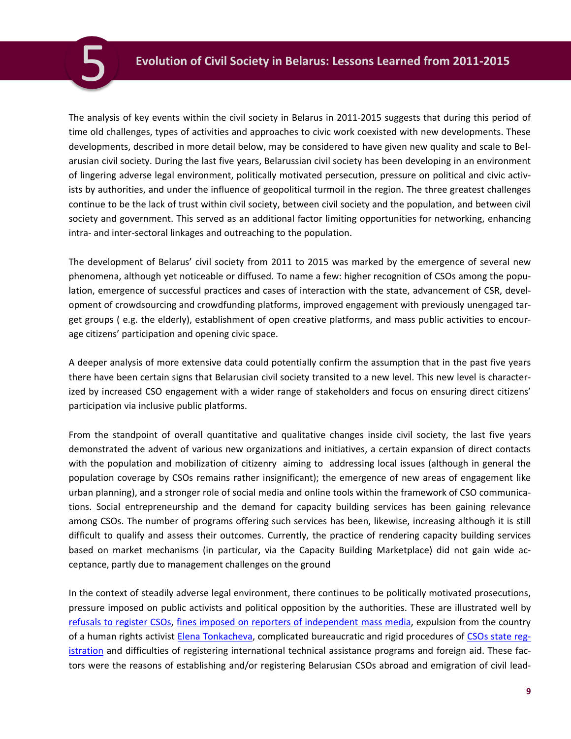# 5 Evolution of Civil Society in Belarus: Lessons Learned from 2011-2015

The analysis of key events within the civil society in Belarus in 2011-2015 suggests that during this period of time old challenges, types of activities and approaches to civic work coexisted with new developments. These developments, described in more detail below, may be considered to have given new quality and scale to Belarusian civil society. During the last five years, Belarussian civil society has been developing in an environment of lingering adverse legal environment, politically motivated persecution, pressure on political and civic activists by authorities, and under the influence of geopolitical turmoil in the region. The three greatest challenges continue to be the lack of trust within civil society, between civil society and the population, and between civil society and government. This served as an additional factor limiting opportunities for networking, enhancing intra- and inter-sectoral linkages and outreaching to the population.

The development of Belarus' civil society from 2011 to 2015 was marked by the emergence of several new phenomena, although yet noticeable or diffused. To name a few: higher recognition of CSOs among the population, emergence of successful practices and cases of interaction with the state, advancement of CSR, development of crowdsourcing and crowdfunding platforms, improved engagement with previously unengaged target groups ( e.g. the elderly), establishment of open creative platforms, and mass public activities to encourage citizens' participation and opening civic space.

A deeper analysis of more extensive data could potentially confirm the assumption that in the past five years there have been certain signs that Belarusian civil society transited to a new level. This new level is characterized by increased CSO engagement with a wider range of stakeholders and focus on ensuring direct citizens' participation via inclusive public platforms.

From the standpoint of overall quantitative and qualitative changes inside civil society, the last five years demonstrated the advent of various new organizations and initiatives, a certain expansion of direct contacts with the population and mobilization of citizenry aiming to addressing local issues (although in general the population coverage by CSOs remains rather insignificant); the emergence of new areas of engagement like urban planning), and a stronger role of social media and online tools within the framework of CSO communications. Social entrepreneurship and the demand for capacity building services has been gaining relevance among CSOs. The number of programs offering such services has been, likewise, increasing although it is still difficult to qualify and assess their outcomes. Currently, the practice of rendering capacity building services based on market mechanisms (in particular, via the Capacity Building Marketplace) did not gain wide acceptance, partly due to management challenges on the ground

In the context of steadily adverse legal environment, there continues to be politically motivated prosecutions, pressure imposed on public activists and political opposition by the authorities. These are illustrated well by refusals to register CSOs, fines imposed on reporters of independent mass media, expulsion from the country of a human rights activist Elena Tonkacheva, complicated bureaucratic and rigid procedures of CSOs state registration and difficulties of registering international technical assistance programs and foreign aid. These factors were the reasons of establishing and/or registering Belarusian CSOs abroad and emigration of civil lead-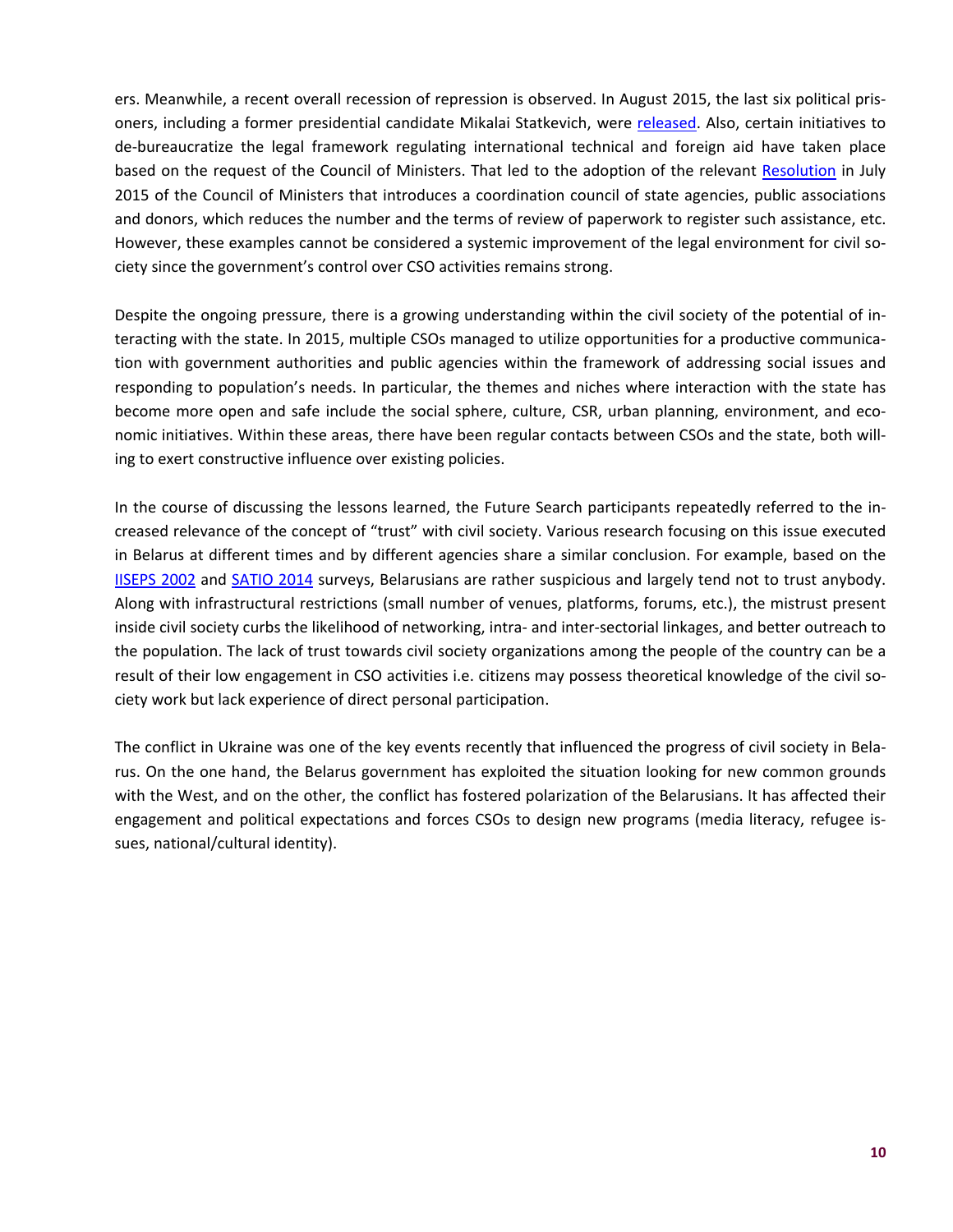ers. Meanwhile, a recent overall recession of repression is observed. In August 2015, the last six political prisoners, including a former presidential candidate Mikalai Statkevich, were released. Also, certain initiatives to de-bureaucratize the legal framework regulating international technical and foreign aid have taken place based on the request of the Council of Ministers. That led to the adoption of the relevant Resolution in July 2015 of the Council of Ministers that introduces a coordination council of state agencies, public associations and donors, which reduces the number and the terms of review of paperwork to register such assistance, etc. However, these examples cannot be considered a systemic improvement of the legal environment for civil society since the government's control over CSO activities remains strong.

Despite the ongoing pressure, there is a growing understanding within the civil society of the potential of interacting with the state. In 2015, multiple CSOs managed to utilize opportunities for a productive communication with government authorities and public agencies within the framework of addressing social issues and responding to population's needs. In particular, the themes and niches where interaction with the state has become more open and safe include the social sphere, culture, CSR, urban planning, environment, and economic initiatives. Within these areas, there have been regular contacts between CSOs and the state, both willing to exert constructive influence over existing policies.

In the course of discussing the lessons learned, the Future Search participants repeatedly referred to the increased relevance of the concept of "trust" with civil society. Various research focusing on this issue executed in Belarus at different times and by different agencies share a similar conclusion. For example, based on the IISEPS 2002 and SATIO 2014 surveys, Belarusians are rather suspicious and largely tend not to trust anybody. Along with infrastructural restrictions (small number of venues, platforms, forums, etc.), the mistrust present inside civil society curbs the likelihood of networking, intra- and inter-sectorial linkages, and better outreach to the population. The lack of trust towards civil society organizations among the people of the country can be a result of their low engagement in CSO activities i.e. citizens may possess theoretical knowledge of the civil society work but lack experience of direct personal participation.

The conflict in Ukraine was one of the key events recently that influenced the progress of civil society in Belarus. On the one hand, the Belarus government has exploited the situation looking for new common grounds with the West, and on the other, the conflict has fostered polarization of the Belarusians. It has affected their engagement and political expectations and forces CSOs to design new programs (media literacy, refugee issues, national/cultural identity).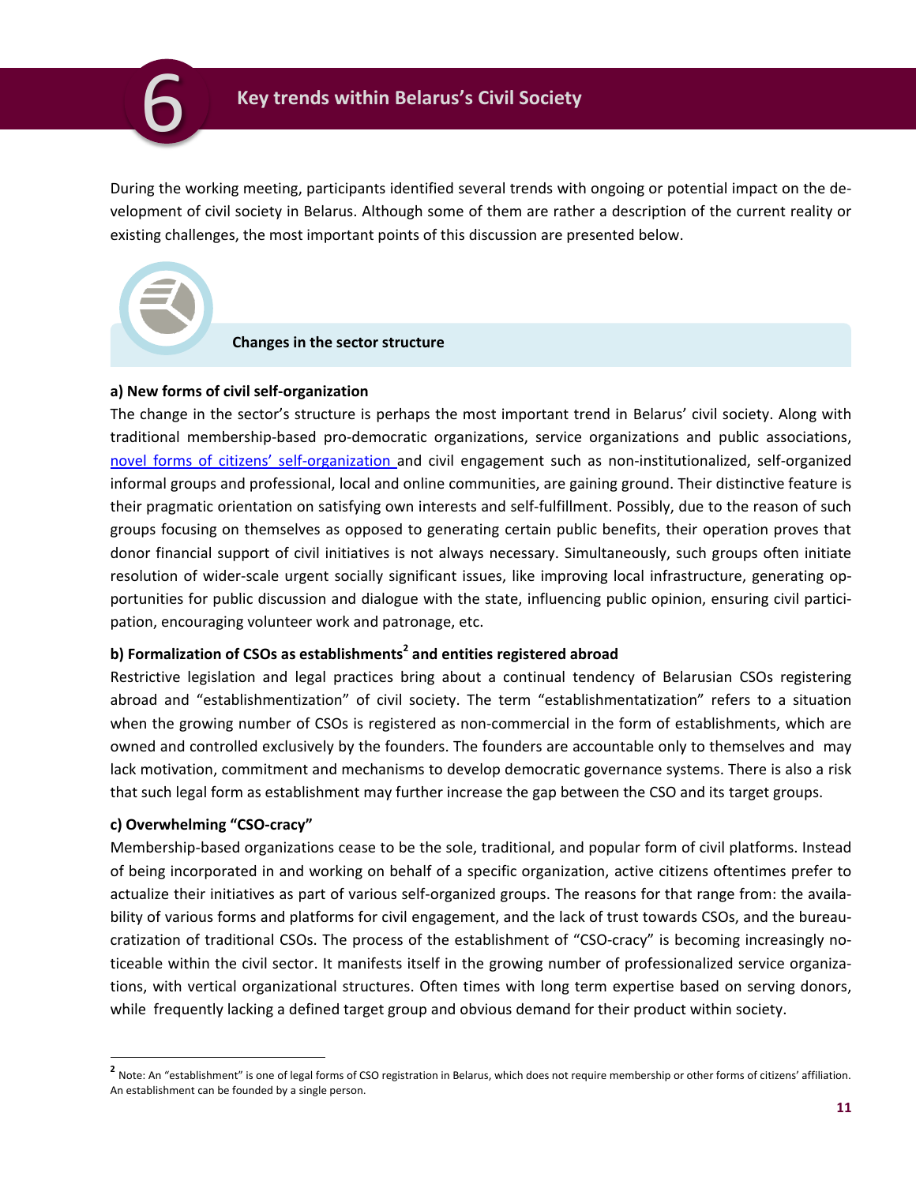# 6 Key trends within Belarus's Civil Society

During the working meeting, participants identified several trends with ongoing or potential impact on the development of civil society in Belarus. Although some of them are rather a description of the current reality or existing challenges, the most important points of this discussion are presented below.

## Changes in the sector structure

### a) New forms of civil self-organization

The change in the sector's structure is perhaps the most important trend in Belarus' civil society. Along with traditional membership-based pro-democratic organizations, service organizations and public associations, novel forms of citizens' self-organization and civil engagement such as non-institutionalized, self-organized informal groups and professional, local and online communities, are gaining ground. Their distinctive feature is their pragmatic orientation on satisfying own interests and self-fulfillment. Possibly, due to the reason of such groups focusing on themselves as opposed to generating certain public benefits, their operation proves that donor financial support of civil initiatives is not always necessary. Simultaneously, such groups often initiate resolution of wider-scale urgent socially significant issues, like improving local infrastructure, generating opportunities for public discussion and dialogue with the state, influencing public opinion, ensuring civil participation, encouraging volunteer work and patronage, etc.

### b) Formalization of CSOs as establishments[2] and entities registered abroad

Restrictive legislation and legal practices bring about a continual tendency of Belarusian CSOs registering abroad and "establishmentization" of civil society. The term "establishmentatization" refers to a situation when the growing number of CSOs is registered as non-commercial in the form of establishments, which are owned and controlled exclusively by the founders. The founders are accountable only to themselves and may lack motivation, commitment and mechanisms to develop democratic governance systems. There is also a risk that such legal form as establishment may further increase the gap between the CSO and its target groups.

### c) Overwhelming "CSO-cracy"

Membership-based organizations cease to be the sole, traditional, and popular form of civil platforms. Instead of being incorporated in and working on behalf of a specific organization, active citizens oftentimes prefer to actualize their initiatives as part of various self-organized groups. The reasons for that range from: the availability of various forms and platforms for civil engagement, and the lack of trust towards CSOs, and the bureaucratization of traditional CSOs. The process of the establishment of "CSO-cracy" is becoming increasingly noticeable within the civil sector. It manifests itself in the growing number of professionalized service organizations, with vertical organizational structures. Often times with long term expertise based on serving donors, while frequently lacking a defined target group and obvious demand for their product within society.

---

[2] Note: An "establishment" is one of legal forms of CSO registration in Belarus, which does not require membership or other forms of citizens' affiliation. An establishment can be founded by a single person.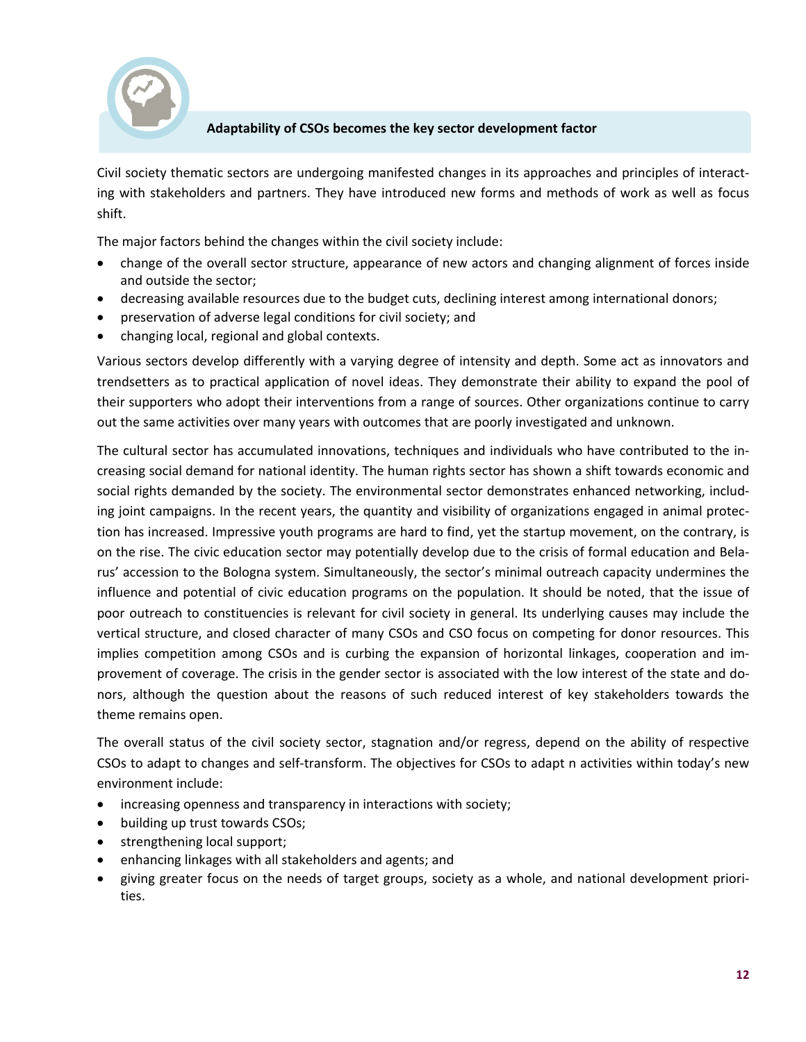## Adaptability of CSOs becomes the key sector development factor

Civil society thematic sectors are undergoing manifested changes in its approaches and principles of interacting with stakeholders and partners. They have introduced new forms and methods of work as well as focus shift.

The major factors behind the changes within the civil society include:

- change of the overall sector structure, appearance of new actors and changing alignment of forces inside and outside the sector;
- decreasing available resources due to the budget cuts, declining interest among international donors;
- preservation of adverse legal conditions for civil society; and
- changing local, regional and global contexts.

Various sectors develop differently with a varying degree of intensity and depth. Some act as innovators and trendsetters as to practical application of novel ideas. They demonstrate their ability to expand the pool of their supporters who adopt their interventions from a range of sources. Other organizations continue to carry out the same activities over many years with outcomes that are poorly investigated and unknown.

The cultural sector has accumulated innovations, techniques and individuals who have contributed to the increasing social demand for national identity. The human rights sector has shown a shift towards economic and social rights demanded by the society. The environmental sector demonstrates enhanced networking, including joint campaigns. In the recent years, the quantity and visibility of organizations engaged in animal protection has increased. Impressive youth programs are hard to find, yet the startup movement, on the contrary, is on the rise. The civic education sector may potentially develop due to the crisis of formal education and Belarus' accession to the Bologna system. Simultaneously, the sector's minimal outreach capacity undermines the influence and potential of civic education programs on the population. It should be noted, that the issue of poor outreach to constituencies is relevant for civil society in general. Its underlying causes may include the vertical structure, and closed character of many CSOs and CSO focus on competing for donor resources. This implies competition among CSOs and is curbing the expansion of horizontal linkages, cooperation and improvement of coverage. The crisis in the gender sector is associated with the low interest of the state and donors, although the question about the reasons of such reduced interest of key stakeholders towards the theme remains open.

The overall status of the civil society sector, stagnation and/or regress, depend on the ability of respective CSOs to adapt to changes and self-transform. The objectives for CSOs to adapt n activities within today's new environment include:

- increasing openness and transparency in interactions with society;
- building up trust towards CSOs;
- strengthening local support;
- enhancing linkages with all stakeholders and agents; and
- giving greater focus on the needs of target groups, society as a whole, and national development priorities.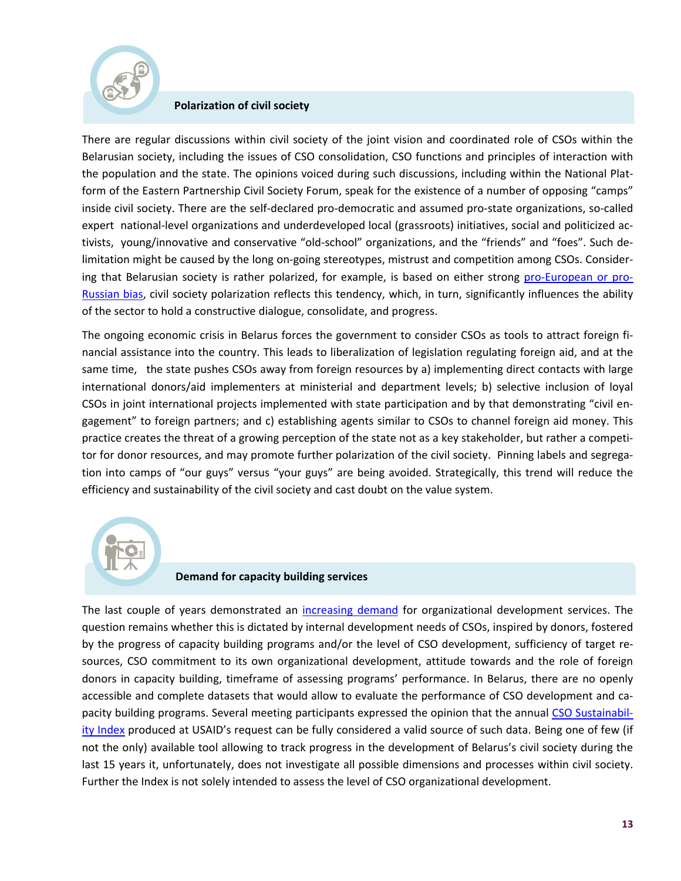### Polarization of civil society

There are regular discussions within civil society of the joint vision and coordinated role of CSOs within the Belarusian society, including the issues of CSO consolidation, CSO functions and principles of interaction with the population and the state. The opinions voiced during such discussions, including within the National Platform of the Eastern Partnership Civil Society Forum, speak for the existence of a number of opposing "camps" inside civil society. There are the self-declared pro-democratic and assumed pro-state organizations, so-called expert national-level organizations and underdeveloped local (grassroots) initiatives, social and politicized activists, young/innovative and conservative "old-school" organizations, and the "friends" and "foes". Such delimitation might be caused by the long on-going stereotypes, mistrust and competition among CSOs. Considering that Belarusian society is rather polarized, for example, is based on either strong pro-European or pro-Russian bias, civil society polarization reflects this tendency, which, in turn, significantly influences the ability of the sector to hold a constructive dialogue, consolidate, and progress.

The ongoing economic crisis in Belarus forces the government to consider CSOs as tools to attract foreign financial assistance into the country. This leads to liberalization of legislation regulating foreign aid, and at the same time, the state pushes CSOs away from foreign resources by a) implementing direct contacts with large international donors/aid implementers at ministerial and department levels; b) selective inclusion of loyal CSOs in joint international projects implemented with state participation and by that demonstrating "civil engagement" to foreign partners; and c) establishing agents similar to CSOs to channel foreign aid money. This practice creates the threat of a growing perception of the state not as a key stakeholder, but rather a competitor for donor resources, and may promote further polarization of the civil society. Pinning labels and segregation into camps of "our guys" versus "your guys" are being avoided. Strategically, this trend will reduce the efficiency and sustainability of the civil society and cast doubt on the value system.

### Demand for capacity building services

The last couple of years demonstrated an increasing demand for organizational development services. The question remains whether this is dictated by internal development needs of CSOs, inspired by donors, fostered by the progress of capacity building programs and/or the level of CSO development, sufficiency of target resources, CSO commitment to its own organizational development, attitude towards and the role of foreign donors in capacity building, timeframe of assessing programs' performance. In Belarus, there are no openly accessible and complete datasets that would allow to evaluate the performance of CSO development and capacity building programs. Several meeting participants expressed the opinion that the annual CSO Sustainability Index produced at USAID's request can be fully considered a valid source of such data. Being one of few (if not the only) available tool allowing to track progress in the development of Belarus's civil society during the last 15 years it, unfortunately, does not investigate all possible dimensions and processes within civil society. Further the Index is not solely intended to assess the level of CSO organizational development.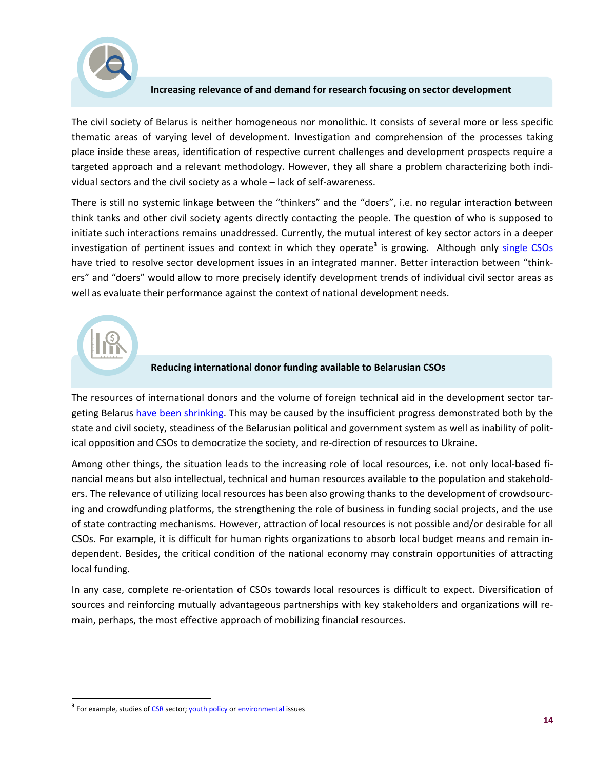## Increasing relevance of and demand for research focusing on sector development

The civil society of Belarus is neither homogeneous nor monolithic. It consists of several more or less specific thematic areas of varying level of development. Investigation and comprehension of the processes taking place inside these areas, identification of respective current challenges and development prospects require a targeted approach and a relevant methodology. However, they all share a problem characterizing both individual sectors and the civil society as a whole – lack of self-awareness.

There is still no systemic linkage between the "thinkers" and the "doers", i.e. no regular interaction between think tanks and other civil society agents directly contacting the people. The question of who is supposed to initiate such interactions remains unaddressed. Currently, the mutual interest of key sector actors in a deeper investigation of pertinent issues and context in which they operate[3] is growing. Although only single CSOs have tried to resolve sector development issues in an integrated manner. Better interaction between "thinkers" and "doers" would allow to more precisely identify development trends of individual civil sector areas as well as evaluate their performance against the context of national development needs.

## Reducing international donor funding available to Belarusian CSOs

The resources of international donors and the volume of foreign technical aid in the development sector targeting Belarus have been shrinking. This may be caused by the insufficient progress demonstrated both by the state and civil society, steadiness of the Belarusian political and government system as well as inability of political opposition and CSOs to democratize the society, and re-direction of resources to Ukraine.

Among other things, the situation leads to the increasing role of local resources, i.e. not only local-based financial means but also intellectual, technical and human resources available to the population and stakeholders. The relevance of utilizing local resources has been also growing thanks to the development of crowdsourcing and crowdfunding platforms, the strengthening the role of business in funding social projects, and the use of state contracting mechanisms. However, attraction of local resources is not possible and/or desirable for all CSOs. For example, it is difficult for human rights organizations to absorb local budget means and remain independent. Besides, the critical condition of the national economy may constrain opportunities of attracting local funding.

In any case, complete re-orientation of CSOs towards local resources is difficult to expect. Diversification of sources and reinforcing mutually advantageous partnerships with key stakeholders and organizations will remain, perhaps, the most effective approach of mobilizing financial resources.

---

[3] For example, studies of CSR sector; youth policy or environmental issues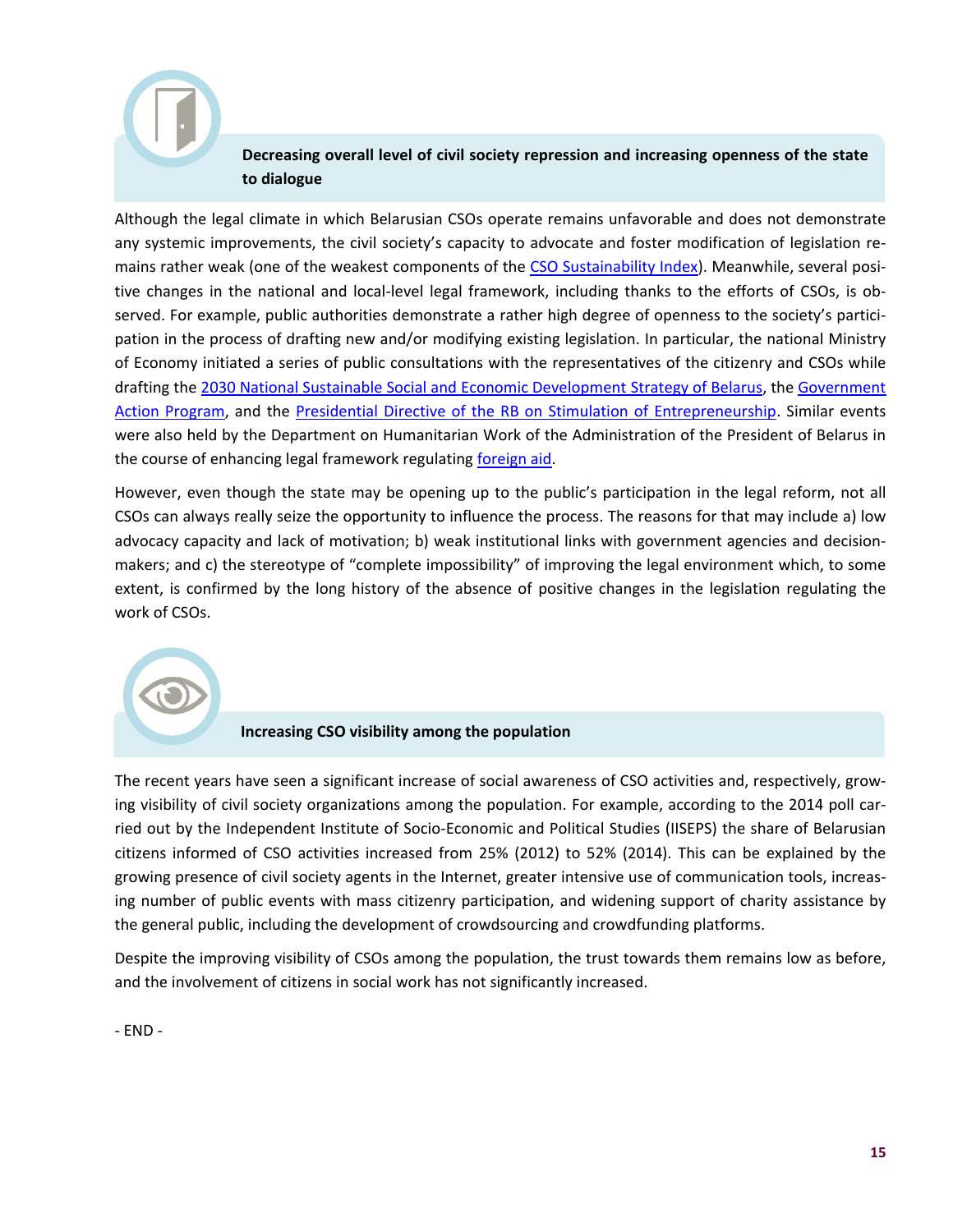### Decreasing overall level of civil society repression and increasing openness of the state to dialogue

Although the legal climate in which Belarusian CSOs operate remains unfavorable and does not demonstrate any systemic improvements, the civil society's capacity to advocate and foster modification of legislation remains rather weak (one of the weakest components of the CSO Sustainability Index). Meanwhile, several positive changes in the national and local-level legal framework, including thanks to the efforts of CSOs, is observed. For example, public authorities demonstrate a rather high degree of openness to the society's participation in the process of drafting new and/or modifying existing legislation. In particular, the national Ministry of Economy initiated a series of public consultations with the representatives of the citizenry and CSOs while drafting the 2030 National Sustainable Social and Economic Development Strategy of Belarus, the Government Action Program, and the Presidential Directive of the RB on Stimulation of Entrepreneurship. Similar events were also held by the Department on Humanitarian Work of the Administration of the President of Belarus in the course of enhancing legal framework regulating foreign aid.

However, even though the state may be opening up to the public's participation in the legal reform, not all CSOs can always really seize the opportunity to influence the process. The reasons for that may include a) low advocacy capacity and lack of motivation; b) weak institutional links with government agencies and decision-makers; and c) the stereotype of "complete impossibility" of improving the legal environment which, to some extent, is confirmed by the long history of the absence of positive changes in the legislation regulating the work of CSOs.

### Increasing CSO visibility among the population

The recent years have seen a significant increase of social awareness of CSO activities and, respectively, growing visibility of civil society organizations among the population. For example, according to the 2014 poll carried out by the Independent Institute of Socio-Economic and Political Studies (IISEPS) the share of Belarusian citizens informed of CSO activities increased from 25% (2012) to 52% (2014). This can be explained by the growing presence of civil society agents in the Internet, greater intensive use of communication tools, increasing number of public events with mass citizenry participation, and widening support of charity assistance by the general public, including the development of crowdsourcing and crowdfunding platforms.

Despite the improving visibility of CSOs among the population, the trust towards them remains low as before, and the involvement of citizens in social work has not significantly increased.

- END -